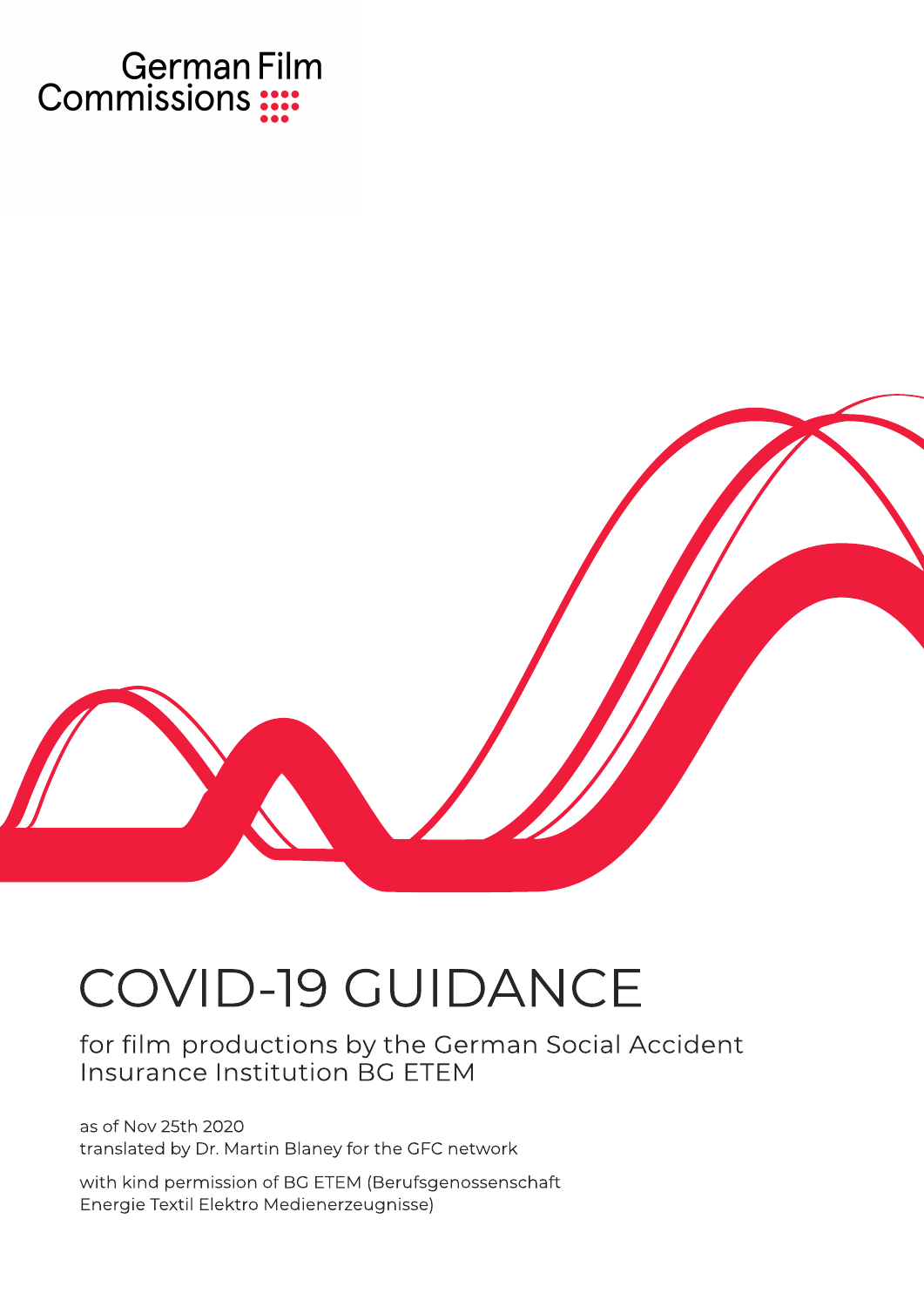German Film Commissions

# COVID-19 GUIDANCE

for film productions by the German Social Accident Insurance Institution BG ETEM

as of Nov 25th 2020
translated by Dr. Martin Blaney for the GFC network

with kind permission of BG ETEM (Berufsgenossenschaft Energie Textil Elektro Medienerzeugnisse)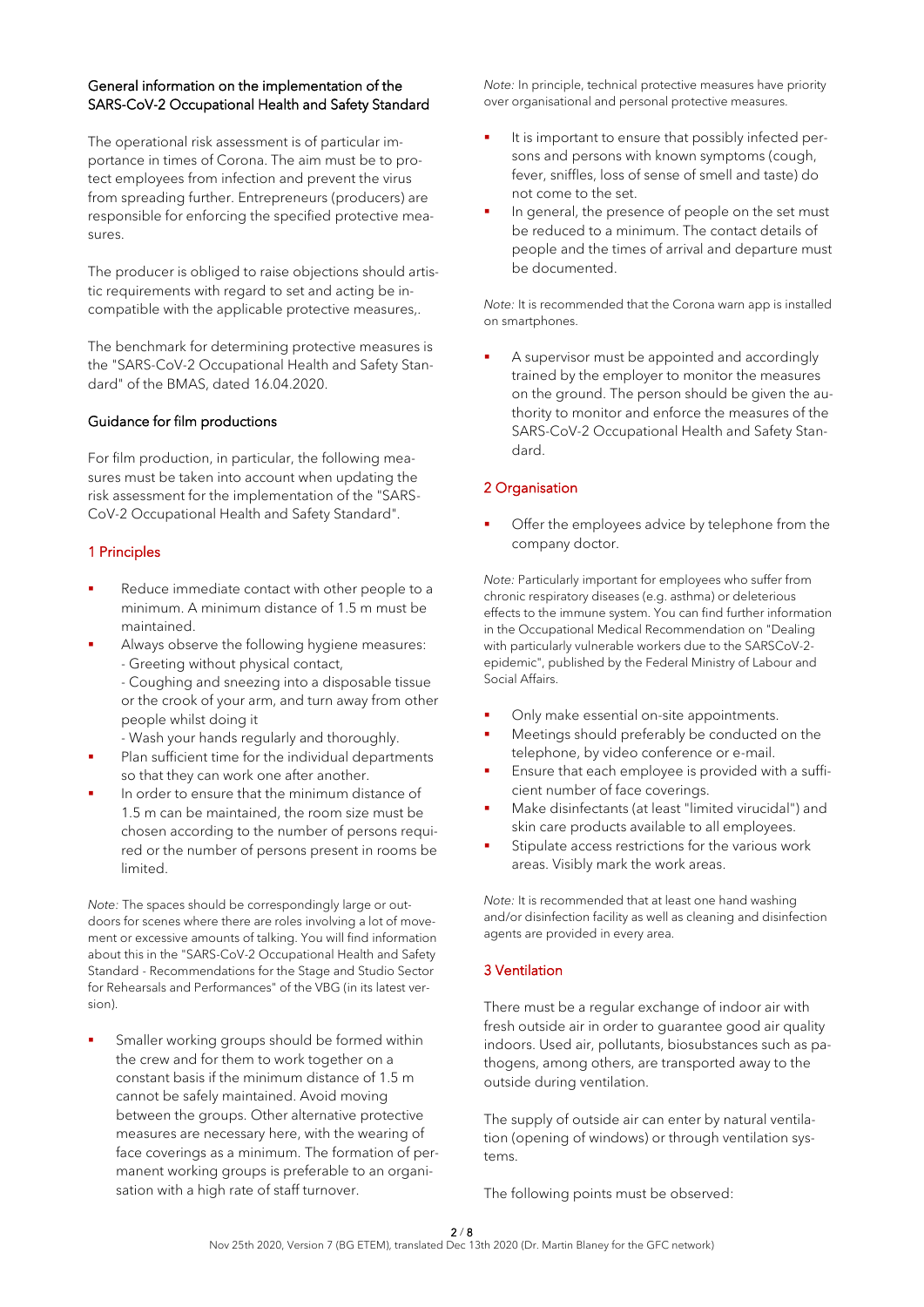### General information on the implementation of the SARS-CoV-2 Occupational Health and Safety Standard

The operational risk assessment is of particular importance in times of Corona. The aim must be to protect employees from infection and prevent the virus from spreading further. Entrepreneurs (producers) are responsible for enforcing the specified protective measures.

The producer is obliged to raise objections should artistic requirements with regard to set and acting be incompatible with the applicable protective measures,.

The benchmark for determining protective measures is the "SARS-CoV-2 Occupational Health and Safety Standard" of the BMAS, dated 16.04.2020.

### Guidance for film productions

For film production, in particular, the following measures must be taken into account when updating the risk assessment for the implementation of the "SARS-CoV-2 Occupational Health and Safety Standard".

## 1 Principles

- Reduce immediate contact with other people to a minimum. A minimum distance of 1.5 m must be maintained.
- Always observe the following hygiene measures:
  - Greeting without physical contact,
  - Coughing and sneezing into a disposable tissue or the crook of your arm, and turn away from other people whilst doing it
  - Wash your hands regularly and thoroughly.
- Plan sufficient time for the individual departments so that they can work one after another.
- In order to ensure that the minimum distance of 1.5 m can be maintained, the room size must be chosen according to the number of persons required or the number of persons present in rooms be limited.

*Note:* The spaces should be correspondingly large or outdoors for scenes where there are roles involving a lot of movement or excessive amounts of talking. You will find information about this in the "SARS-CoV-2 Occupational Health and Safety Standard - Recommendations for the Stage and Studio Sector for Rehearsals and Performances" of the VBG (in its latest version).

- Smaller working groups should be formed within the crew and for them to work together on a constant basis if the minimum distance of 1.5 m cannot be safely maintained. Avoid moving between the groups. Other alternative protective measures are necessary here, with the wearing of face coverings as a minimum. The formation of permanent working groups is preferable to an organisation with a high rate of staff turnover.

*Note:* In principle, technical protective measures have priority over organisational and personal protective measures.

- It is important to ensure that possibly infected persons and persons with known symptoms (cough, fever, sniffles, loss of sense of smell and taste) do not come to the set.
- In general, the presence of people on the set must be reduced to a minimum. The contact details of people and the times of arrival and departure must be documented.

*Note:* It is recommended that the Corona warn app is installed on smartphones.

- A supervisor must be appointed and accordingly trained by the employer to monitor the measures on the ground. The person should be given the authority to monitor and enforce the measures of the SARS-CoV-2 Occupational Health and Safety Standard.

## 2 Organisation

- Offer the employees advice by telephone from the company doctor.

*Note:* Particularly important for employees who suffer from chronic respiratory diseases (e.g. asthma) or deleterious effects to the immune system. You can find further information in the Occupational Medical Recommendation on "Dealing with particularly vulnerable workers due to the SARSCoV-2-epidemic", published by the Federal Ministry of Labour and Social Affairs.

- Only make essential on-site appointments.
- Meetings should preferably be conducted on the telephone, by video conference or e-mail.
- Ensure that each employee is provided with a sufficient number of face coverings.
- Make disinfectants (at least "limited virucidal") and skin care products available to all employees.
- Stipulate access restrictions for the various work areas. Visibly mark the work areas.

*Note:* It is recommended that at least one hand washing and/or disinfection facility as well as cleaning and disinfection agents are provided in every area.

## 3 Ventilation

There must be a regular exchange of indoor air with fresh outside air in order to guarantee good air quality indoors. Used air, pollutants, biosubstances such as pathogens, among others, are transported away to the outside during ventilation.

The supply of outside air can enter by natural ventilation (opening of windows) or through ventilation systems.

The following points must be observed: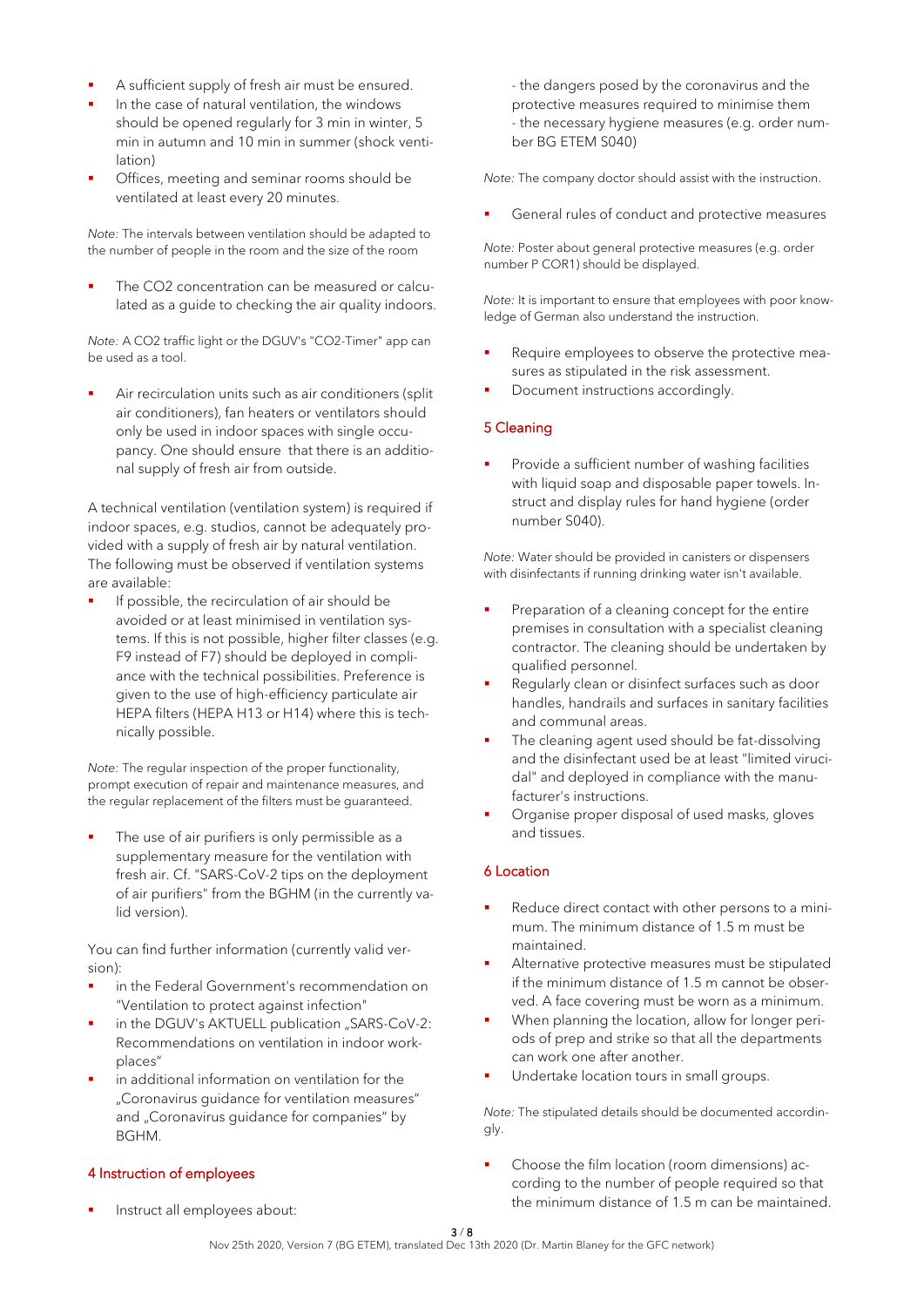- A sufficient supply of fresh air must be ensured.
- In the case of natural ventilation, the windows should be opened regularly for 3 min in winter, 5 min in autumn and 10 min in summer (shock ventilation)
- Offices, meeting and seminar rooms should be ventilated at least every 20 minutes.

*Note:* The intervals between ventilation should be adapted to the number of people in the room and the size of the room

- The CO2 concentration can be measured or calculated as a guide to checking the air quality indoors.

*Note:* A CO2 traffic light or the DGUV's "CO2-Timer" app can be used as a tool.

- Air recirculation units such as air conditioners (split air conditioners), fan heaters or ventilators should only be used in indoor spaces with single occupancy. One should ensure that there is an additional supply of fresh air from outside.

A technical ventilation (ventilation system) is required if indoor spaces, e.g. studios, cannot be adequately provided with a supply of fresh air by natural ventilation. The following must be observed if ventilation systems are available:

- If possible, the recirculation of air should be avoided or at least minimised in ventilation systems. If this is not possible, higher filter classes (e.g. F9 instead of F7) should be deployed in compliance with the technical possibilities. Preference is given to the use of high-efficiency particulate air HEPA filters (HEPA H13 or H14) where this is technically possible.

*Note:* The regular inspection of the proper functionality, prompt execution of repair and maintenance measures, and the regular replacement of the filters must be guaranteed.

- The use of air purifiers is only permissible as a supplementary measure for the ventilation with fresh air. Cf. "SARS-CoV-2 tips on the deployment of air purifiers" from the BGHM (in the currently valid version).

You can find further information (currently valid version):

- in the Federal Government's recommendation on "Ventilation to protect against infection"
- in the DGUV's AKTUELL publication „SARS-CoV-2: Recommendations on ventilation in indoor workplaces"
- in additional information on ventilation for the „Coronavirus guidance for ventilation measures" and „Coronavirus guidance for companies" by BGHM.

## 4 Instruction of employees

- Instruct all employees about:

  - the dangers posed by the coronavirus and the protective measures required to minimise them
  - the necessary hygiene measures (e.g. order number BG ETEM S040)

*Note:* The company doctor should assist with the instruction.

- General rules of conduct and protective measures

*Note:* Poster about general protective measures (e.g. order number P COR1) should be displayed.

*Note:* It is important to ensure that employees with poor knowledge of German also understand the instruction.

- Require employees to observe the protective measures as stipulated in the risk assessment.
- Document instructions accordingly.

## 5 Cleaning

- Provide a sufficient number of washing facilities with liquid soap and disposable paper towels. Instruct and display rules for hand hygiene (order number S040).

*Note:* Water should be provided in canisters or dispensers with disinfectants if running drinking water isn't available.

- Preparation of a cleaning concept for the entire premises in consultation with a specialist cleaning contractor. The cleaning should be undertaken by qualified personnel.
- Regularly clean or disinfect surfaces such as door handles, handrails and surfaces in sanitary facilities and communal areas.
- The cleaning agent used should be fat-dissolving and the disinfectant used be at least "limited virucidal" and deployed in compliance with the manufacturer's instructions.
- Organise proper disposal of used masks, gloves and tissues.

## 6 Location

- Reduce direct contact with other persons to a minimum. The minimum distance of 1.5 m must be maintained.
- Alternative protective measures must be stipulated if the minimum distance of 1.5 m cannot be observed. A face covering must be worn as a minimum.
- When planning the location, allow for longer periods of prep and strike so that all the departments can work one after another.
- Undertake location tours in small groups.

*Note:* The stipulated details should be documented accordingly.

- Choose the film location (room dimensions) according to the number of people required so that the minimum distance of 1.5 m can be maintained.

Nov 25th 2020, Version 7 (BG ETEM), translated Dec 13th 2020 (Dr. Martin Blaney for the GFC network)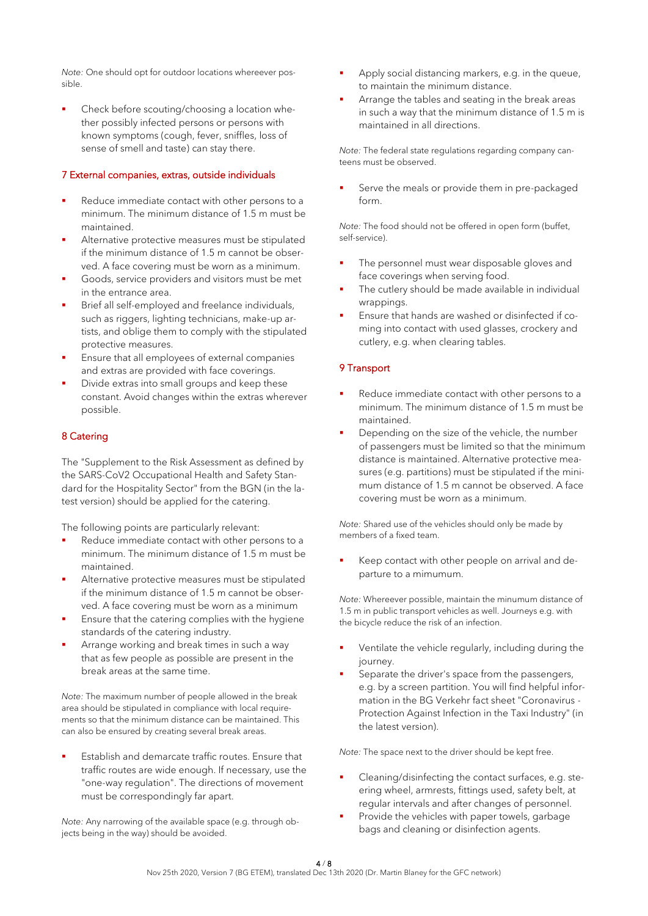*Note:* One should opt for outdoor locations whereever possible.

- Check before scouting/choosing a location whether possibly infected persons or persons with known symptoms (cough, fever, sniffles, loss of sense of smell and taste) can stay there.

## 7 External companies, extras, outside individuals

- Reduce immediate contact with other persons to a minimum. The minimum distance of 1.5 m must be maintained.
- Alternative protective measures must be stipulated if the minimum distance of 1.5 m cannot be observed. A face covering must be worn as a minimum.
- Goods, service providers and visitors must be met in the entrance area.
- Brief all self-employed and freelance individuals, such as riggers, lighting technicians, make-up artists, and oblige them to comply with the stipulated protective measures.
- Ensure that all employees of external companies and extras are provided with face coverings.
- Divide extras into small groups and keep these constant. Avoid changes within the extras wherever possible.

## 8 Catering

The "Supplement to the Risk Assessment as defined by the SARS-CoV2 Occupational Health and Safety Standard for the Hospitality Sector" from the BGN (in the latest version) should be applied for the catering.

The following points are particularly relevant:

- Reduce immediate contact with other persons to a minimum. The minimum distance of 1.5 m must be maintained.
- Alternative protective measures must be stipulated if the minimum distance of 1.5 m cannot be observed. A face covering must be worn as a minimum
- Ensure that the catering complies with the hygiene standards of the catering industry.
- Arrange working and break times in such a way that as few people as possible are present in the break areas at the same time.

*Note:* The maximum number of people allowed in the break area should be stipulated in compliance with local requirements so that the minimum distance can be maintained. This can also be ensured by creating several break areas.

- Establish and demarcate traffic routes. Ensure that traffic routes are wide enough. If necessary, use the "one-way regulation". The directions of movement must be correspondingly far apart.

*Note:* Any narrowing of the available space (e.g. through objects being in the way) should be avoided.

- Apply social distancing markers, e.g. in the queue, to maintain the minimum distance.
- Arrange the tables and seating in the break areas in such a way that the minimum distance of 1.5 m is maintained in all directions.

*Note:* The federal state regulations regarding company canteens must be observed.

- Serve the meals or provide them in pre-packaged form.

*Note:* The food should not be offered in open form (buffet, self-service).

- The personnel must wear disposable gloves and face coverings when serving food.
- The cutlery should be made available in individual wrappings.
- Ensure that hands are washed or disinfected if coming into contact with used glasses, crockery and cutlery, e.g. when clearing tables.

## 9 Transport

- Reduce immediate contact with other persons to a minimum. The minimum distance of 1.5 m must be maintained.
- Depending on the size of the vehicle, the number of passengers must be limited so that the minimum distance is maintained. Alternative protective measures (e.g. partitions) must be stipulated if the minimum distance of 1.5 m cannot be observed. A face covering must be worn as a minimum.

*Note:* Shared use of the vehicles should only be made by members of a fixed team.

- Keep contact with other people on arrival and departure to a mimumum.

*Note:* Whereever possible, maintain the minumum distance of 1.5 m in public transport vehicles as well. Journeys e.g. with the bicycle reduce the risk of an infection.

- Ventilate the vehicle regularly, including during the journey.
- Separate the driver's space from the passengers, e.g. by a screen partition. You will find helpful information in the BG Verkehr fact sheet "Coronavirus - Protection Against Infection in the Taxi Industry" (in the latest version).

*Note:* The space next to the driver should be kept free.

- Cleaning/disinfecting the contact surfaces, e.g. steering wheel, armrests, fittings used, safety belt, at regular intervals and after changes of personnel.
- Provide the vehicles with paper towels, garbage bags and cleaning or disinfection agents.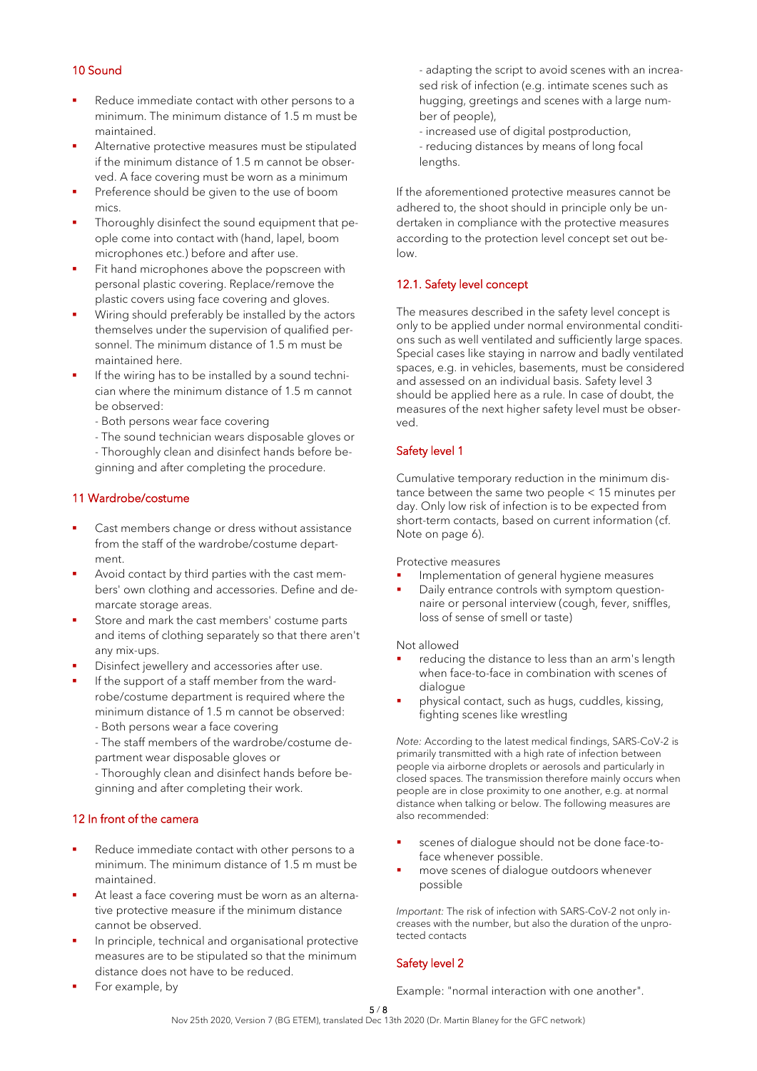## 10 Sound

- Reduce immediate contact with other persons to a minimum. The minimum distance of 1.5 m must be maintained.
- Alternative protective measures must be stipulated if the minimum distance of 1.5 m cannot be observed. A face covering must be worn as a minimum
- Preference should be given to the use of boom mics.
- Thoroughly disinfect the sound equipment that people come into contact with (hand, lapel, boom microphones etc.) before and after use.
- Fit hand microphones above the popscreen with personal plastic covering. Replace/remove the plastic covers using face covering and gloves.
- Wiring should preferably be installed by the actors themselves under the supervision of qualified personnel. The minimum distance of 1.5 m must be maintained here.
- If the wiring has to be installed by a sound technician where the minimum distance of 1.5 m cannot be observed:
  - Both persons wear face covering
  - The sound technician wears disposable gloves or
  - Thoroughly clean and disinfect hands before beginning and after completing the procedure.

## 11 Wardrobe/costume

- Cast members change or dress without assistance from the staff of the wardrobe/costume department.
- Avoid contact by third parties with the cast members' own clothing and accessories. Define and demarcate storage areas.
- Store and mark the cast members' costume parts and items of clothing separately so that there aren't any mix-ups.
- Disinfect jewellery and accessories after use.
- If the support of a staff member from the wardrobe/costume department is required where the minimum distance of 1.5 m cannot be observed:
  - Both persons wear a face covering
  - The staff members of the wardrobe/costume department wear disposable gloves or
  - Thoroughly clean and disinfect hands before beginning and after completing their work.

## 12 In front of the camera

- Reduce immediate contact with other persons to a minimum. The minimum distance of 1.5 m must be maintained.
- At least a face covering must be worn as an alternative protective measure if the minimum distance cannot be observed.
- In principle, technical and organisational protective measures are to be stipulated so that the minimum distance does not have to be reduced.
- For example, by
  - adapting the script to avoid scenes with an increased risk of infection (e.g. intimate scenes such as hugging, greetings and scenes with a large number of people),
  - increased use of digital postproduction,
  - reducing distances by means of long focal lengths.

If the aforementioned protective measures cannot be adhered to, the shoot should in principle only be undertaken in compliance with the protective measures according to the protection level concept set out below.

### 12.1. Safety level concept

The measures described in the safety level concept is only to be applied under normal environmental conditions such as well ventilated and sufficiently large spaces. Special cases like staying in narrow and badly ventilated spaces, e.g. in vehicles, basements, must be considered and assessed on an individual basis. Safety level 3 should be applied here as a rule. In case of doubt, the measures of the next higher safety level must be observed.

#### Safety level 1

Cumulative temporary reduction in the minimum distance between the same two people < 15 minutes per day. Only low risk of infection is to be expected from short-term contacts, based on current information (cf. Note on page 6).

Protective measures

- Implementation of general hygiene measures
- Daily entrance controls with symptom questionnaire or personal interview (cough, fever, sniffles, loss of sense of smell or taste)

Not allowed

- reducing the distance to less than an arm's length when face-to-face in combination with scenes of dialogue
- physical contact, such as hugs, cuddles, kissing, fighting scenes like wrestling

*Note:* According to the latest medical findings, SARS-CoV-2 is primarily transmitted with a high rate of infection between people via airborne droplets or aerosols and particularly in closed spaces. The transmission therefore mainly occurs when people are in close proximity to one another, e.g. at normal distance when talking or below. The following measures are also recommended:

- scenes of dialogue should not be done face-to-face whenever possible.
- move scenes of dialogue outdoors whenever possible

*Important:* The risk of infection with SARS-CoV-2 not only increases with the number, but also the duration of the unprotected contacts

#### Safety level 2

Example: "normal interaction with one another".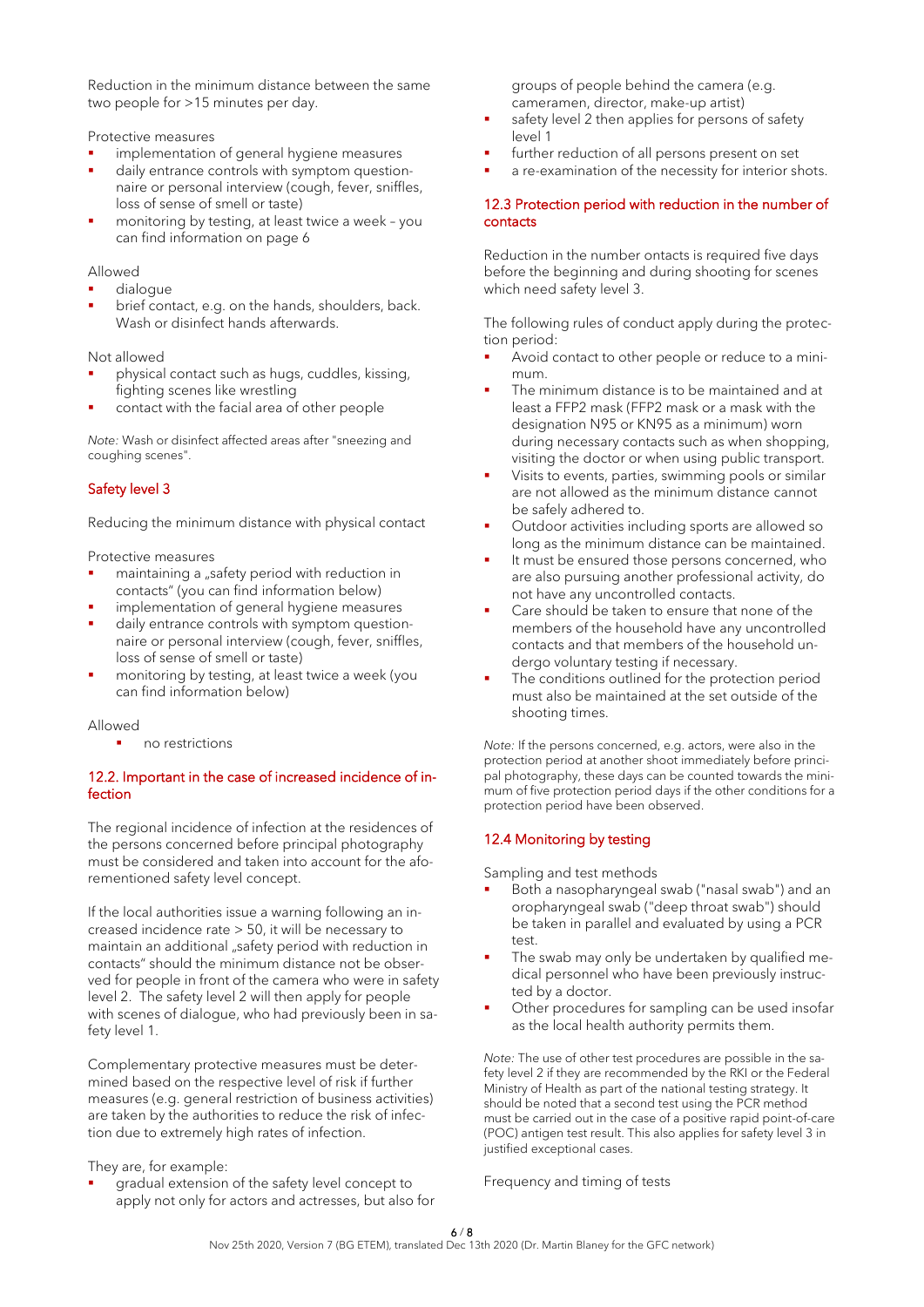Reduction in the minimum distance between the same two people for >15 minutes per day.

Protective measures

- implementation of general hygiene measures
- daily entrance controls with symptom questionnaire or personal interview (cough, fever, sniffles, loss of sense of smell or taste)
- monitoring by testing, at least twice a week – you can find information on page 6

Allowed

- dialogue
- brief contact, e.g. on the hands, shoulders, back. Wash or disinfect hands afterwards.

Not allowed

- physical contact such as hugs, cuddles, kissing, fighting scenes like wrestling
- contact with the facial area of other people

*Note:* Wash or disinfect affected areas after "sneezing and coughing scenes".

### Safety level 3

Reducing the minimum distance with physical contact

Protective measures

- maintaining a „safety period with reduction in contacts" (you can find information below)
- implementation of general hygiene measures
- daily entrance controls with symptom questionnaire or personal interview (cough, fever, sniffles, loss of sense of smell or taste)
- monitoring by testing, at least twice a week (you can find information below)

Allowed

- no restrictions

### 12.2. Important in the case of increased incidence of infection

The regional incidence of infection at the residences of the persons concerned before principal photography must be considered and taken into account for the aforementioned safety level concept.

If the local authorities issue a warning following an increased incidence rate > 50, it will be necessary to maintain an additional „safety period with reduction in contacts" should the minimum distance not be observed for people in front of the camera who were in safety level 2. The safety level 2 will then apply for people with scenes of dialogue, who had previously been in safety level 1.

Complementary protective measures must be determined based on the respective level of risk if further measures (e.g. general restriction of business activities) are taken by the authorities to reduce the risk of infection due to extremely high rates of infection.

They are, for example:

- gradual extension of the safety level concept to apply not only for actors and actresses, but also for groups of people behind the camera (e.g. cameramen, director, make-up artist)
- safety level 2 then applies for persons of safety level 1
- further reduction of all persons present on set
- a re-examination of the necessity for interior shots.

### 12.3 Protection period with reduction in the number of contacts

Reduction in the number ontacts is required five days before the beginning and during shooting for scenes which need safety level 3.

The following rules of conduct apply during the protection period:

- Avoid contact to other people or reduce to a minimum.
- The minimum distance is to be maintained and at least a FFP2 mask (FFP2 mask or a mask with the designation N95 or KN95 as a minimum) worn during necessary contacts such as when shopping, visiting the doctor or when using public transport.
- Visits to events, parties, swimming pools or similar are not allowed as the minimum distance cannot be safely adhered to.
- Outdoor activities including sports are allowed so long as the minimum distance can be maintained.
- It must be ensured those persons concerned, who are also pursuing another professional activity, do not have any uncontrolled contacts.
- Care should be taken to ensure that none of the members of the household have any uncontrolled contacts and that members of the household undergo voluntary testing if necessary.
- The conditions outlined for the protection period must also be maintained at the set outside of the shooting times.

*Note:* If the persons concerned, e.g. actors, were also in the protection period at another shoot immediately before principal photography, these days can be counted towards the minimum of five protection period days if the other conditions for a protection period have been observed.

### 12.4 Monitoring by testing

Sampling and test methods

- Both a nasopharyngeal swab ("nasal swab") and an oropharyngeal swab ("deep throat swab") should be taken in parallel and evaluated by using a PCR test.
- The swab may only be undertaken by qualified medical personnel who have been previously instructed by a doctor.
- Other procedures for sampling can be used insofar as the local health authority permits them.

*Note:* The use of other test procedures are possible in the safety level 2 if they are recommended by the RKI or the Federal Ministry of Health as part of the national testing strategy. It should be noted that a second test using the PCR method must be carried out in the case of a positive rapid point-of-care (POC) antigen test result. This also applies for safety level 3 in justified exceptional cases.

Frequency and timing of tests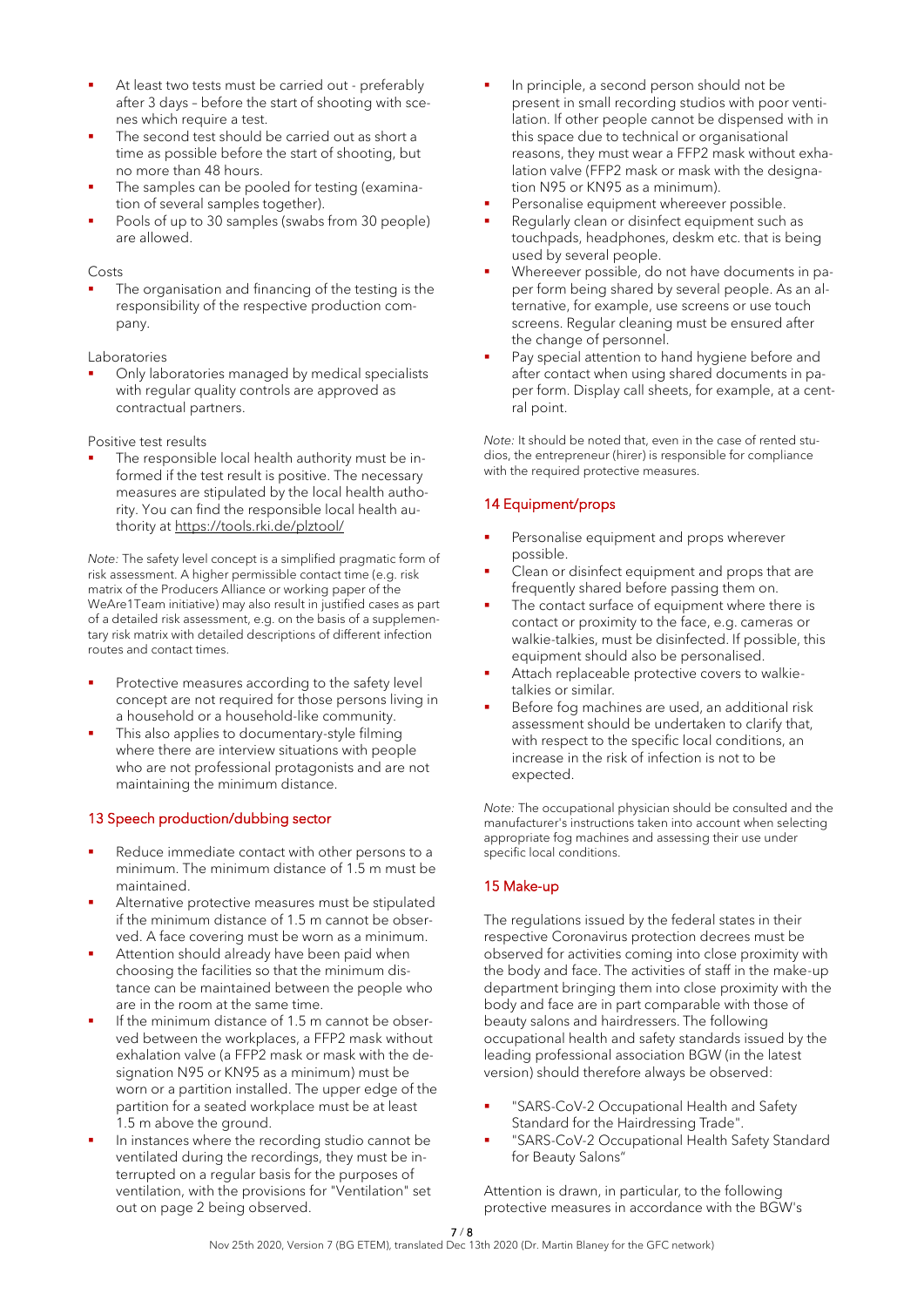- At least two tests must be carried out - preferably after 3 days – before the start of shooting with scenes which require a test.
- The second test should be carried out as short a time as possible before the start of shooting, but no more than 48 hours.
- The samples can be pooled for testing (examination of several samples together).
- Pools of up to 30 samples (swabs from 30 people) are allowed.

Costs

- The organisation and financing of the testing is the responsibility of the respective production company.

Laboratories

- Only laboratories managed by medical specialists with regular quality controls are approved as contractual partners.

Positive test results

- The responsible local health authority must be informed if the test result is positive. The necessary measures are stipulated by the local health authority. You can find the responsible local health authority at https://tools.rki.de/plztool/

*Note:* The safety level concept is a simplified pragmatic form of risk assessment. A higher permissible contact time (e.g. risk matrix of the Producers Alliance or working paper of the WeAre1Team initiative) may also result in justified cases as part of a detailed risk assessment, e.g. on the basis of a supplementary risk matrix with detailed descriptions of different infection routes and contact times.

- Protective measures according to the safety level concept are not required for those persons living in a household or a household-like community.
- This also applies to documentary-style filming where there are interview situations with people who are not professional protagonists and are not maintaining the minimum distance.

## 13 Speech production/dubbing sector

- Reduce immediate contact with other persons to a minimum. The minimum distance of 1.5 m must be maintained.
- Alternative protective measures must be stipulated if the minimum distance of 1.5 m cannot be observed. A face covering must be worn as a minimum.
- Attention should already have been paid when choosing the facilities so that the minimum distance can be maintained between the people who are in the room at the same time.
- If the minimum distance of 1.5 m cannot be observed between the workplaces, a FFP2 mask without exhalation valve (a FFP2 mask or mask with the designation N95 or KN95 as a minimum) must be worn or a partition installed. The upper edge of the partition for a seated workplace must be at least 1.5 m above the ground.
- In instances where the recording studio cannot be ventilated during the recordings, they must be interrupted on a regular basis for the purposes of ventilation, with the provisions for "Ventilation" set out on page 2 being observed.
- In principle, a second person should not be present in small recording studios with poor ventilation. If other people cannot be dispensed with in this space due to technical or organisational reasons, they must wear a FFP2 mask without exhalation valve (FFP2 mask or mask with the designation N95 or KN95 as a minimum).
- Personalise equipment whereever possible.
- Regularly clean or disinfect equipment such as touchpads, headphones, deskm etc. that is being used by several people.
- Whereever possible, do not have documents in paper form being shared by several people. As an alternative, for example, use screens or use touch screens. Regular cleaning must be ensured after the change of personnel.
- Pay special attention to hand hygiene before and after contact when using shared documents in paper form. Display call sheets, for example, at a central point.

*Note:* It should be noted that, even in the case of rented studios, the entrepreneur (hirer) is responsible for compliance with the required protective measures.

## 14 Equipment/props

- Personalise equipment and props wherever possible.
- Clean or disinfect equipment and props that are frequently shared before passing them on.
- The contact surface of equipment where there is contact or proximity to the face, e.g. cameras or walkie-talkies, must be disinfected. If possible, this equipment should also be personalised.
- Attach replaceable protective covers to walkie-talkies or similar.
- Before fog machines are used, an additional risk assessment should be undertaken to clarify that, with respect to the specific local conditions, an increase in the risk of infection is not to be expected.

*Note:* The occupational physician should be consulted and the manufacturer's instructions taken into account when selecting appropriate fog machines and assessing their use under specific local conditions.

## 15 Make-up

The regulations issued by the federal states in their respective Coronavirus protection decrees must be observed for activities coming into close proximity with the body and face. The activities of staff in the make-up department bringing them into close proximity with the body and face are in part comparable with those of beauty salons and hairdressers. The following occupational health and safety standards issued by the leading professional association BGW (in the latest version) should therefore always be observed:

- "SARS-CoV-2 Occupational Health and Safety Standard for the Hairdressing Trade".
- "SARS-CoV-2 Occupational Health Safety Standard for Beauty Salons"

Attention is drawn, in particular, to the following protective measures in accordance with the BGW's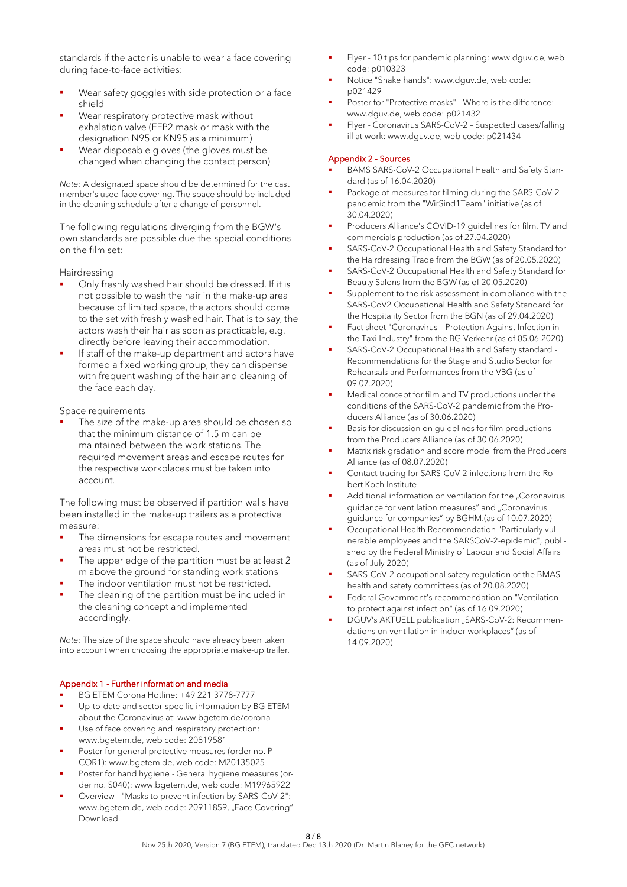standards if the actor is unable to wear a face covering during face-to-face activities:

- Wear safety goggles with side protection or a face shield
- Wear respiratory protective mask without exhalation valve (FFP2 mask or mask with the designation N95 or KN95 as a minimum)
- Wear disposable gloves (the gloves must be changed when changing the contact person)

*Note:* A designated space should be determined for the cast member's used face covering. The space should be included in the cleaning schedule after a change of personnel.

The following regulations diverging from the BGW's own standards are possible due the special conditions on the film set:

Hairdressing

- Only freshly washed hair should be dressed. If it is not possible to wash the hair in the make-up area because of limited space, the actors should come to the set with freshly washed hair. That is to say, the actors wash their hair as soon as practicable, e.g. directly before leaving their accommodation.
- If staff of the make-up department and actors have formed a fixed working group, they can dispense with frequent washing of the hair and cleaning of the face each day.

Space requirements

- The size of the make-up area should be chosen so that the minimum distance of 1.5 m can be maintained between the work stations. The required movement areas and escape routes for the respective workplaces must be taken into account.

The following must be observed if partition walls have been installed in the make-up trailers as a protective measure:

- The dimensions for escape routes and movement areas must not be restricted.
- The upper edge of the partition must be at least 2 m above the ground for standing work stations
- The indoor ventilation must not be restricted.
- The cleaning of the partition must be included in the cleaning concept and implemented accordingly.

*Note:* The size of the space should have already been taken into account when choosing the appropriate make-up trailer.

## Appendix 1 - Further information and media

- BG ETEM Corona Hotline: +49 221 3778-7777
- Up-to-date and sector-specific information by BG ETEM about the Coronavirus at: www.bgetem.de/corona
- Use of face covering and respiratory protection: www.bgetem.de, web code: 20819581
- Poster for general protective measures (order no. P COR1): www.bgetem.de, web code: M20135025
- Poster for hand hygiene - General hygiene measures (order no. S040): www.bgetem.de, web code: M19965922
- Overview - "Masks to prevent infection by SARS-CoV-2": www.bgetem.de, web code: 20911859, „Face Covering" - Download
- Flyer - 10 tips for pandemic planning: www.dguv.de, web code: p010323
- Notice "Shake hands": www.dguv.de, web code: p021429
- Poster for "Protective masks" - Where is the difference: www.dguv.de, web code: p021432
- Flyer - Coronavirus SARS-CoV-2 – Suspected cases/falling ill at work: www.dguv.de, web code: p021434

## Appendix 2 - Sources

- BAMS SARS-CoV-2 Occupational Health and Safety Standard (as of 16.04.2020)
- Package of measures for filming during the SARS-CoV-2 pandemic from the "WirSind1Team" initiative (as of 30.04.2020)
- Producers Alliance's COVID-19 guidelines for film, TV and commercials production (as of 27.04.2020)
- SARS-CoV-2 Occupational Health and Safety Standard for the Hairdressing Trade from the BGW (as of 20.05.2020)
- SARS-CoV-2 Occupational Health and Safety Standard for Beauty Salons from the BGW (as of 20.05.2020)
- Supplement to the risk assessment in compliance with the SARS-CoV2 Occupational Health and Safety Standard for the Hospitality Sector from the BGN (as of 29.04.2020)
- Fact sheet "Coronavirus – Protection Against Infection in the Taxi Industry" from the BG Verkehr (as of 05.06.2020)
- SARS-CoV-2 Occupational Health and Safety standard - Recommendations for the Stage and Studio Sector for Rehearsals and Performances from the VBG (as of 09.07.2020)
- Medical concept for film and TV productions under the conditions of the SARS-CoV-2 pandemic from the Producers Alliance (as of 30.06.2020)
- Basis for discussion on guidelines for film productions from the Producers Alliance (as of 30.06.2020)
- Matrix risk gradation and score model from the Producers Alliance (as of 08.07.2020)
- Contact tracing for SARS-CoV-2 infections from the Robert Koch Institute
- Additional information on ventilation for the „Coronavirus guidance for ventilation measures" and „Coronavirus guidance for companies" by BGHM.(as of 10.07.2020)
- Occupational Health Recommendation "Particularly vulnerable employees and the SARSCoV-2-epidemic", published by the Federal Ministry of Labour and Social Affairs (as of July 2020)
- SARS-CoV-2 occupational safety regulation of the BMAS health and safety committees (as of 20.08.2020)
- Federal Government's recommendation on "Ventilation to protect against infection" (as of 16.09.2020)
- DGUV's AKTUELL publication „SARS-CoV-2: Recommendations on ventilation in indoor workplaces" (as of 14.09.2020)

Nov 25th 2020, Version 7 (BG ETEM), translated Dec 13th 2020 (Dr. Martin Blaney for the GFC network)